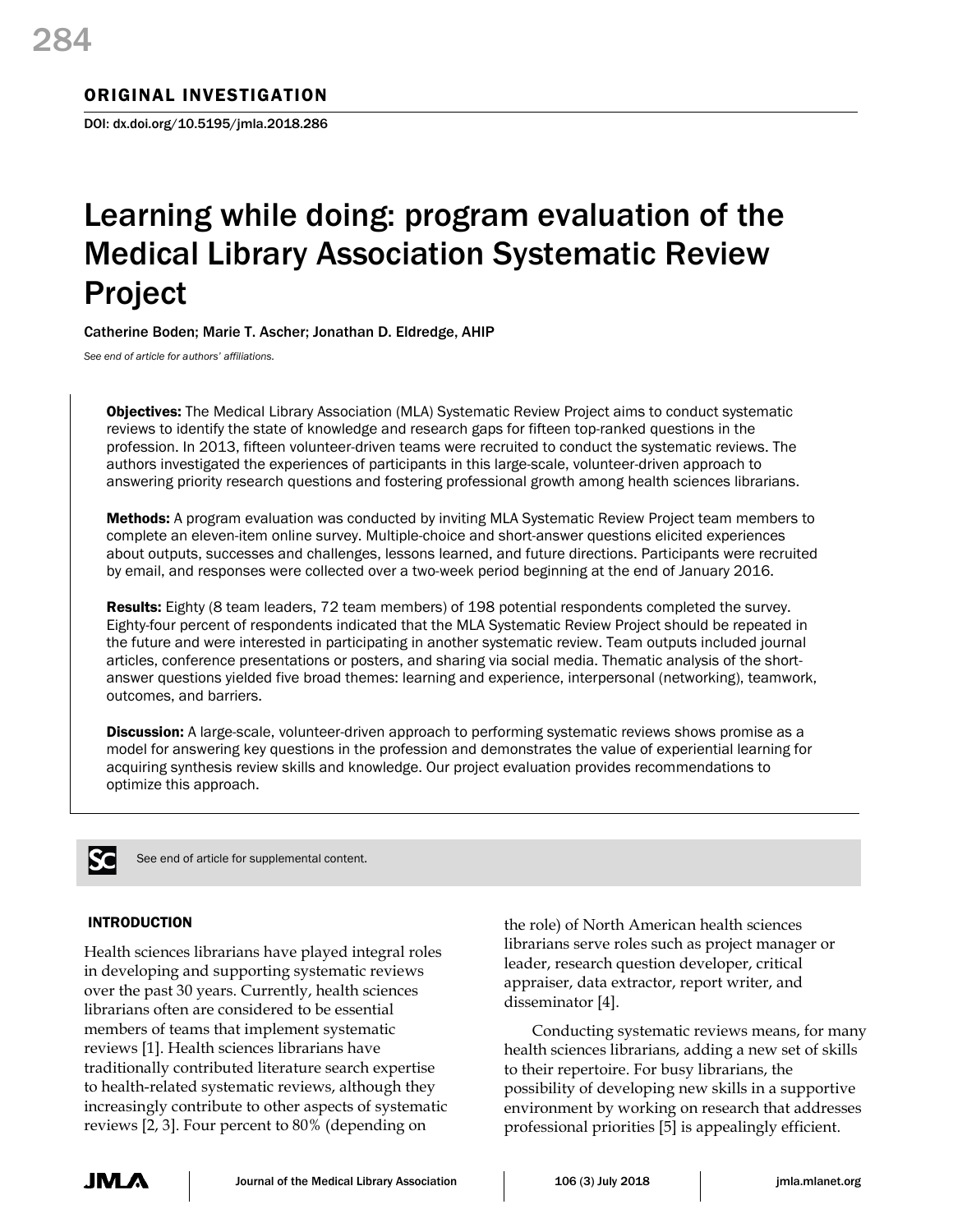ORIGINAL INVESTIGATION

DOI: dx.doi.org/10.5195/jmla.2018.286

# Learning while doing: program evaluation of the Medical Library Association Systematic Review Project

Catherine Boden; Marie T. Ascher; Jonathan D. Eldredge, AHIP

*See end of article for authors' affiliations.*

**Objectives:** The Medical Library Association (MLA) Systematic Review Project aims to conduct systematic reviews to identify the state of knowledge and research gaps for fifteen top-ranked questions in the profession. In 2013, fifteen volunteer-driven teams were recruited to conduct the systematic reviews. The authors investigated the experiences of participants in this large-scale, volunteer-driven approach to answering priority research questions and fostering professional growth among health sciences librarians.

**Methods:** A program evaluation was conducted by inviting MLA Systematic Review Project team members to complete an eleven-item online survey. Multiple-choice and short-answer questions elicited experiences about outputs, successes and challenges, lessons learned, and future directions. Participants were recruited by email, and responses were collected over a two-week period beginning at the end of January 2016.

**Results:** Eighty (8 team leaders, 72 team members) of 198 potential respondents completed the survey. Eighty-four percent of respondents indicated that the MLA Systematic Review Project should be repeated in the future and were interested in participating in another systematic review. Team outputs included journal articles, conference presentations or posters, and sharing via social media. Thematic analysis of the short-answer questions yielded five broad themes: learning and experience, interpersonal (networking), teamwork, outcomes, and barriers.

**Discussion:** A large-scale, volunteer-driven approach to performing systematic reviews shows promise as a model for answering key questions in the profession and demonstrates the value of experiential learning for acquiring synthesis review skills and knowledge. Our project evaluation provides recommendations to optimize this approach.

See end of article for supplemental content.

## INTRODUCTION

Health sciences librarians have played integral roles in developing and supporting systematic reviews over the past 30 years. Currently, health sciences librarians often are considered to be essential members of teams that implement systematic reviews [1]. Health sciences librarians have traditionally contributed literature search expertise to health-related systematic reviews, although they increasingly contribute to other aspects of systematic reviews [2, 3]. Four percent to 80% (depending on the role) of North American health sciences librarians serve roles such as project manager or leader, research question developer, critical appraiser, data extractor, report writer, and disseminator [4].

Conducting systematic reviews means, for many health sciences librarians, adding a new set of skills to their repertoire. For busy librarians, the possibility of developing new skills in a supportive environment by working on research that addresses professional priorities [5] is appealingly efficient.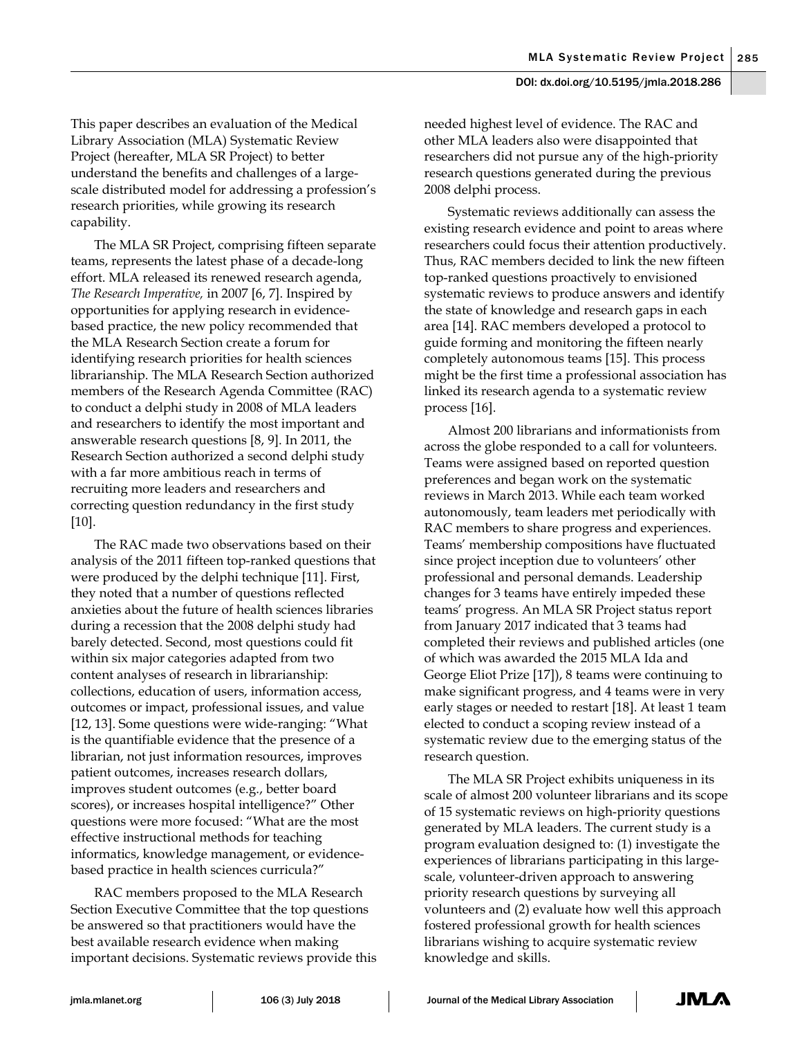This paper describes an evaluation of the Medical Library Association (MLA) Systematic Review Project (hereafter, MLA SR Project) to better understand the benefits and challenges of a large-scale distributed model for addressing a profession's research priorities, while growing its research capability.

The MLA SR Project, comprising fifteen separate teams, represents the latest phase of a decade-long effort. MLA released its renewed research agenda, *The Research Imperative,* in 2007 [6, 7]. Inspired by opportunities for applying research in evidence-based practice, the new policy recommended that the MLA Research Section create a forum for identifying research priorities for health sciences librarianship. The MLA Research Section authorized members of the Research Agenda Committee (RAC) to conduct a delphi study in 2008 of MLA leaders and researchers to identify the most important and answerable research questions [8, 9]. In 2011, the Research Section authorized a second delphi study with a far more ambitious reach in terms of recruiting more leaders and researchers and correcting question redundancy in the first study [10].

The RAC made two observations based on their analysis of the 2011 fifteen top-ranked questions that were produced by the delphi technique [11]. First, they noted that a number of questions reflected anxieties about the future of health sciences libraries during a recession that the 2008 delphi study had barely detected. Second, most questions could fit within six major categories adapted from two content analyses of research in librarianship: collections, education of users, information access, outcomes or impact, professional issues, and value [12, 13]. Some questions were wide-ranging: "What is the quantifiable evidence that the presence of a librarian, not just information resources, improves patient outcomes, increases research dollars, improves student outcomes (e.g., better board scores), or increases hospital intelligence?" Other questions were more focused: "What are the most effective instructional methods for teaching informatics, knowledge management, or evidence-based practice in health sciences curricula?"

RAC members proposed to the MLA Research Section Executive Committee that the top questions be answered so that practitioners would have the best available research evidence when making important decisions. Systematic reviews provide this needed highest level of evidence. The RAC and other MLA leaders also were disappointed that researchers did not pursue any of the high-priority research questions generated during the previous 2008 delphi process.

Systematic reviews additionally can assess the existing research evidence and point to areas where researchers could focus their attention productively. Thus, RAC members decided to link the new fifteen top-ranked questions proactively to envisioned systematic reviews to produce answers and identify the state of knowledge and research gaps in each area [14]. RAC members developed a protocol to guide forming and monitoring the fifteen nearly completely autonomous teams [15]. This process might be the first time a professional association has linked its research agenda to a systematic review process [16].

Almost 200 librarians and informationists from across the globe responded to a call for volunteers. Teams were assigned based on reported question preferences and began work on the systematic reviews in March 2013. While each team worked autonomously, team leaders met periodically with RAC members to share progress and experiences. Teams' membership compositions have fluctuated since project inception due to volunteers' other professional and personal demands. Leadership changes for 3 teams have entirely impeded these teams' progress. An MLA SR Project status report from January 2017 indicated that 3 teams had completed their reviews and published articles (one of which was awarded the 2015 MLA Ida and George Eliot Prize [17]), 8 teams were continuing to make significant progress, and 4 teams were in very early stages or needed to restart [18]. At least 1 team elected to conduct a scoping review instead of a systematic review due to the emerging status of the research question.

The MLA SR Project exhibits uniqueness in its scale of almost 200 volunteer librarians and its scope of 15 systematic reviews on high-priority questions generated by MLA leaders. The current study is a program evaluation designed to: (1) investigate the experiences of librarians participating in this large-scale, volunteer-driven approach to answering priority research questions by surveying all volunteers and (2) evaluate how well this approach fostered professional growth for health sciences librarians wishing to acquire systematic review knowledge and skills.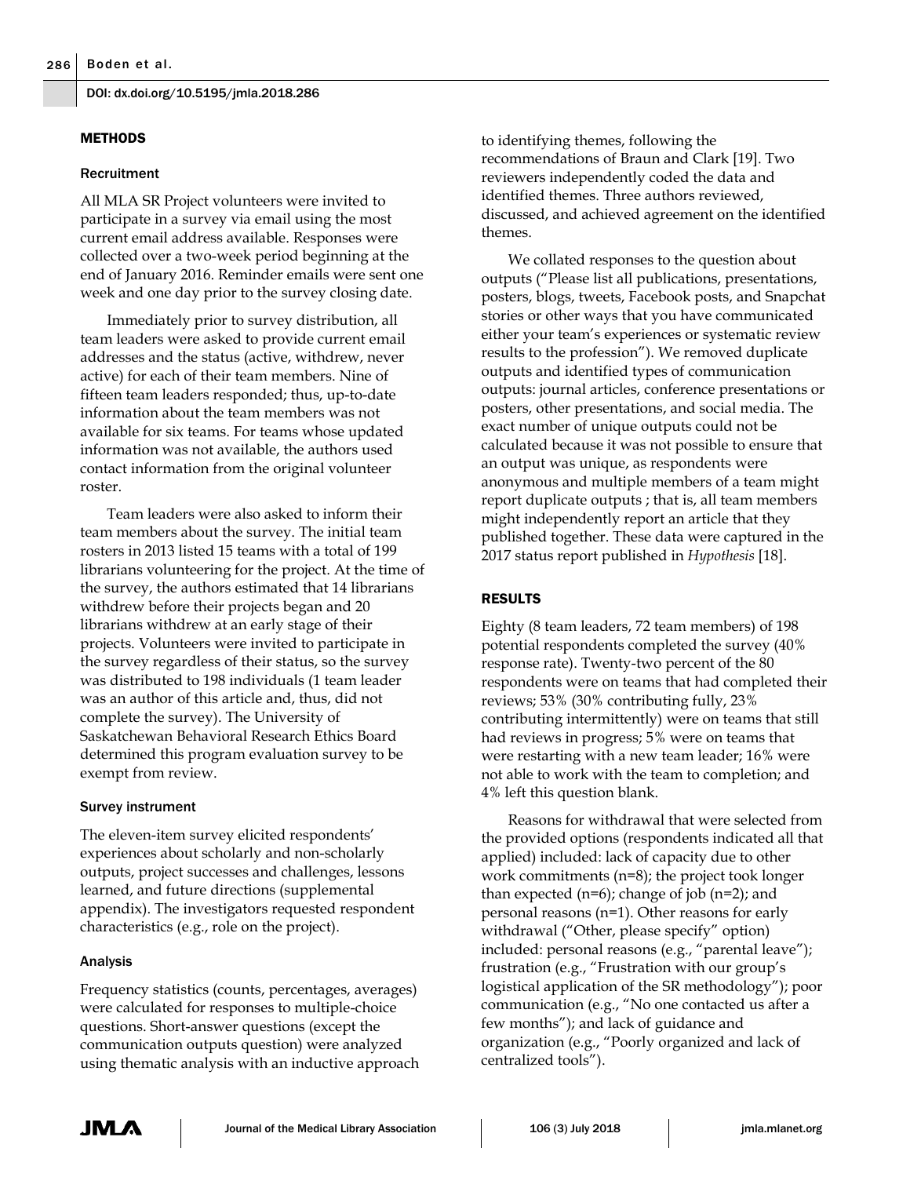## METHODS

### Recruitment

All MLA SR Project volunteers were invited to participate in a survey via email using the most current email address available. Responses were collected over a two-week period beginning at the end of January 2016. Reminder emails were sent one week and one day prior to the survey closing date.

Immediately prior to survey distribution, all team leaders were asked to provide current email addresses and the status (active, withdrew, never active) for each of their team members. Nine of fifteen team leaders responded; thus, up-to-date information about the team members was not available for six teams. For teams whose updated information was not available, the authors used contact information from the original volunteer roster.

Team leaders were also asked to inform their team members about the survey. The initial team rosters in 2013 listed 15 teams with a total of 199 librarians volunteering for the project. At the time of the survey, the authors estimated that 14 librarians withdrew before their projects began and 20 librarians withdrew at an early stage of their projects. Volunteers were invited to participate in the survey regardless of their status, so the survey was distributed to 198 individuals (1 team leader was an author of this article and, thus, did not complete the survey). The University of Saskatchewan Behavioral Research Ethics Board determined this program evaluation survey to be exempt from review.

### Survey instrument

The eleven-item survey elicited respondents' experiences about scholarly and non-scholarly outputs, project successes and challenges, lessons learned, and future directions (supplemental appendix). The investigators requested respondent characteristics (e.g., role on the project).

### Analysis

Frequency statistics (counts, percentages, averages) were calculated for responses to multiple-choice questions. Short-answer questions (except the communication outputs question) were analyzed using thematic analysis with an inductive approach to identifying themes, following the recommendations of Braun and Clark [19]. Two reviewers independently coded the data and identified themes. Three authors reviewed, discussed, and achieved agreement on the identified themes.

We collated responses to the question about outputs ("Please list all publications, presentations, posters, blogs, tweets, Facebook posts, and Snapchat stories or other ways that you have communicated either your team's experiences or systematic review results to the profession"). We removed duplicate outputs and identified types of communication outputs: journal articles, conference presentations or posters, other presentations, and social media. The exact number of unique outputs could not be calculated because it was not possible to ensure that an output was unique, as respondents were anonymous and multiple members of a team might report duplicate outputs ; that is, all team members might independently report an article that they published together. These data were captured in the 2017 status report published in *Hypothesis* [18].

## RESULTS

Eighty (8 team leaders, 72 team members) of 198 potential respondents completed the survey (40% response rate). Twenty-two percent of the 80 respondents were on teams that had completed their reviews; 53% (30% contributing fully, 23% contributing intermittently) were on teams that still had reviews in progress; 5% were on teams that were restarting with a new team leader; 16% were not able to work with the team to completion; and 4% left this question blank.

Reasons for withdrawal that were selected from the provided options (respondents indicated all that applied) included: lack of capacity due to other work commitments (n=8); the project took longer than expected (n=6); change of job (n=2); and personal reasons (n=1). Other reasons for early withdrawal ("Other, please specify" option) included: personal reasons (e.g., "parental leave"); frustration (e.g., "Frustration with our group's logistical application of the SR methodology"); poor communication (e.g., "No one contacted us after a few months"); and lack of guidance and organization (e.g., "Poorly organized and lack of centralized tools").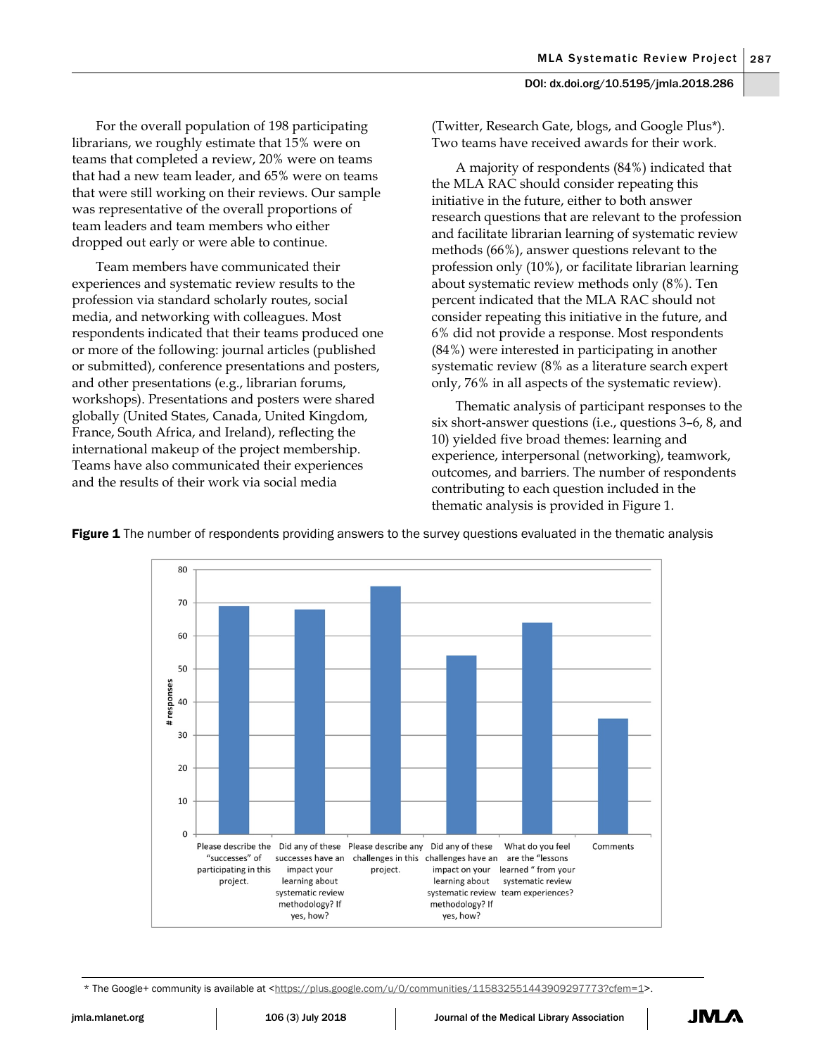For the overall population of 198 participating librarians, we roughly estimate that 15% were on teams that completed a review, 20% were on teams that had a new team leader, and 65% were on teams that were still working on their reviews. Our sample was representative of the overall proportions of team leaders and team members who either dropped out early or were able to continue.

Team members have communicated their experiences and systematic review results to the profession via standard scholarly routes, social media, and networking with colleagues. Most respondents indicated that their teams produced one or more of the following: journal articles (published or submitted), conference presentations and posters, and other presentations (e.g., librarian forums, workshops). Presentations and posters were shared globally (United States, Canada, United Kingdom, France, South Africa, and Ireland), reflecting the international makeup of the project membership. Teams have also communicated their experiences and the results of their work via social media (Twitter, Research Gate, blogs, and Google Plus*). Two teams have received awards for their work.

A majority of respondents (84%) indicated that the MLA RAC should consider repeating this initiative in the future, either to both answer research questions that are relevant to the profession and facilitate librarian learning of systematic review methods (66%), answer questions relevant to the profession only (10%), or facilitate librarian learning about systematic review methods only (8%). Ten percent indicated that the MLA RAC should not consider repeating this initiative in the future, and 6% did not provide a response. Most respondents (84%) were interested in participating in another systematic review (8% as a literature search expert only, 76% in all aspects of the systematic review).

Thematic analysis of participant responses to the six short-answer questions (i.e., questions 3–6, 8, and 10) yielded five broad themes: learning and experience, interpersonal (networking), teamwork, outcomes, and barriers. The number of respondents contributing to each question included in the thematic analysis is provided in Figure 1.

**Figure 1** The number of respondents providing answers to the survey questions evaluated in the thematic analysis

| Question | # responses |
|---|---|
| Please describe the "successes" of participating in this project. | 69 |
| Did any of these successes have an impact your learning about systematic review methodology? If yes, how? | 68 |
| Please describe any challenges in this project. | 75 |
| Did any of these challenges have an impact on your learning about systematic review methodology? If yes, how? | 54 |
| What do you feel are the "lessons learned" from your systematic review team experiences? | 64 |
| Comments | 35 |

* The Google+ community is available at <https://plus.google.com/u/0/communities/115832551443909297773?cfem=1>.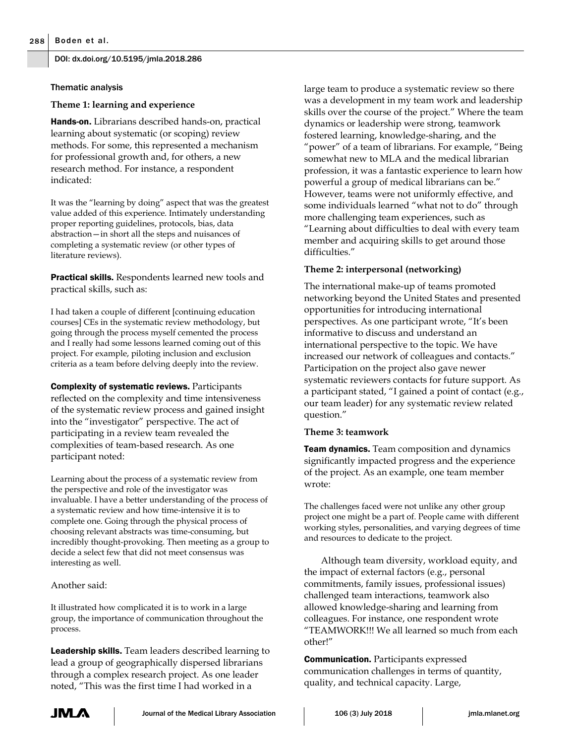### Thematic analysis

#### Theme 1: learning and experience

**Hands-on.** Librarians described hands-on, practical learning about systematic (or scoping) review methods. For some, this represented a mechanism for professional growth and, for others, a new research method. For instance, a respondent indicated:

> It was the "learning by doing" aspect that was the greatest value added of this experience. Intimately understanding proper reporting guidelines, protocols, bias, data abstraction—in short all the steps and nuisances of completing a systematic review (or other types of literature reviews).

**Practical skills.** Respondents learned new tools and practical skills, such as:

> I had taken a couple of different [continuing education courses] CEs in the systematic review methodology, but going through the process myself cemented the process and I really had some lessons learned coming out of this project. For example, piloting inclusion and exclusion criteria as a team before delving deeply into the review.

**Complexity of systematic reviews.** Participants reflected on the complexity and time intensiveness of the systematic review process and gained insight into the "investigator" perspective. The act of participating in a review team revealed the complexities of team-based research. As one participant noted:

> Learning about the process of a systematic review from the perspective and role of the investigator was invaluable. I have a better understanding of the process of a systematic review and how time-intensive it is to complete one. Going through the physical process of choosing relevant abstracts was time-consuming, but incredibly thought-provoking. Then meeting as a group to decide a select few that did not meet consensus was interesting as well.

Another said:

> It illustrated how complicated it is to work in a large group, the importance of communication throughout the process.

**Leadership skills.** Team leaders described learning to lead a group of geographically dispersed librarians through a complex research project. As one leader noted, "This was the first time I had worked in a large team to produce a systematic review so there was a development in my team work and leadership skills over the course of the project." Where the team dynamics or leadership were strong, teamwork fostered learning, knowledge-sharing, and the "power" of a team of librarians. For example, "Being somewhat new to MLA and the medical librarian profession, it was a fantastic experience to learn how powerful a group of medical librarians can be." However, teams were not uniformly effective, and some individuals learned "what not to do" through more challenging team experiences, such as "Learning about difficulties to deal with every team member and acquiring skills to get around those difficulties."

#### Theme 2: interpersonal (networking)

The international make-up of teams promoted networking beyond the United States and presented opportunities for introducing international perspectives. As one participant wrote, "It's been informative to discuss and understand an international perspective to the topic. We have increased our network of colleagues and contacts." Participation on the project also gave newer systematic reviewers contacts for future support. As a participant stated, "I gained a point of contact (e.g., our team leader) for any systematic review related question."

#### Theme 3: teamwork

**Team dynamics.** Team composition and dynamics significantly impacted progress and the experience of the project. As an example, one team member wrote:

> The challenges faced were not unlike any other group project one might be a part of. People came with different working styles, personalities, and varying degrees of time and resources to dedicate to the project.

Although team diversity, workload equity, and the impact of external factors (e.g., personal commitments, family issues, professional issues) challenged team interactions, teamwork also allowed knowledge-sharing and learning from colleagues. For instance, one respondent wrote "TEAMWORK!!! We all learned so much from each other!"

**Communication.** Participants expressed communication challenges in terms of quantity, quality, and technical capacity. Large,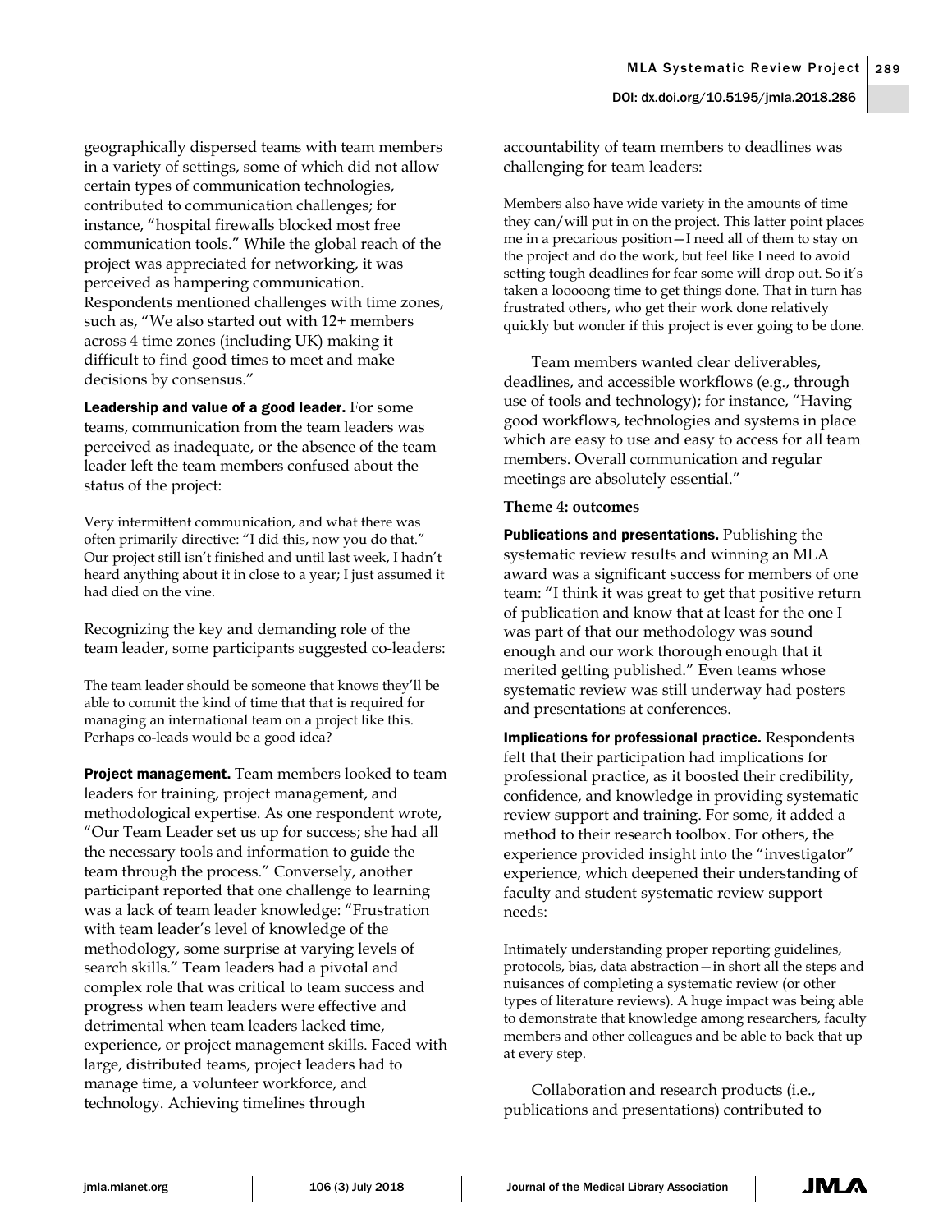geographically dispersed teams with team members in a variety of settings, some of which did not allow certain types of communication technologies, contributed to communication challenges; for instance, "hospital firewalls blocked most free communication tools." While the global reach of the project was appreciated for networking, it was perceived as hampering communication. Respondents mentioned challenges with time zones, such as, "We also started out with 12+ members across 4 time zones (including UK) making it difficult to find good times to meet and make decisions by consensus."

**Leadership and value of a good leader.** For some teams, communication from the team leaders was perceived as inadequate, or the absence of the team leader left the team members confused about the status of the project:

> Very intermittent communication, and what there was often primarily directive: "I did this, now you do that." Our project still isn't finished and until last week, I hadn't heard anything about it in close to a year; I just assumed it had died on the vine.

Recognizing the key and demanding role of the team leader, some participants suggested co-leaders:

> The team leader should be someone that knows they'll be able to commit the kind of time that that is required for managing an international team on a project like this. Perhaps co-leads would be a good idea?

**Project management.** Team members looked to team leaders for training, project management, and methodological expertise. As one respondent wrote, "Our Team Leader set us up for success; she had all the necessary tools and information to guide the team through the process." Conversely, another participant reported that one challenge to learning was a lack of team leader knowledge: "Frustration with team leader's level of knowledge of the methodology, some surprise at varying levels of search skills." Team leaders had a pivotal and complex role that was critical to team success and progress when team leaders were effective and detrimental when team leaders lacked time, experience, or project management skills. Faced with large, distributed teams, project leaders had to manage time, a volunteer workforce, and technology. Achieving timelines through accountability of team members to deadlines was challenging for team leaders:

> Members also have wide variety in the amounts of time they can/will put in on the project. This latter point places me in a precarious position—I need all of them to stay on the project and do the work, but feel like I need to avoid setting tough deadlines for fear some will drop out. So it's taken a looooong time to get things done. That in turn has frustrated others, who get their work done relatively quickly but wonder if this project is ever going to be done.

Team members wanted clear deliverables, deadlines, and accessible workflows (e.g., through use of tools and technology); for instance, "Having good workflows, technologies and systems in place which are easy to use and easy to access for all team members. Overall communication and regular meetings are absolutely essential."

**Theme 4: outcomes**

**Publications and presentations.** Publishing the systematic review results and winning an MLA award was a significant success for members of one team: "I think it was great to get that positive return of publication and know that at least for the one I was part of that our methodology was sound enough and our work thorough enough that it merited getting published." Even teams whose systematic review was still underway had posters and presentations at conferences.

**Implications for professional practice.** Respondents felt that their participation had implications for professional practice, as it boosted their credibility, confidence, and knowledge in providing systematic review support and training. For some, it added a method to their research toolbox. For others, the experience provided insight into the "investigator" experience, which deepened their understanding of faculty and student systematic review support needs:

> Intimately understanding proper reporting guidelines, protocols, bias, data abstraction—in short all the steps and nuisances of completing a systematic review (or other types of literature reviews). A huge impact was being able to demonstrate that knowledge among researchers, faculty members and other colleagues and be able to back that up at every step.

Collaboration and research products (i.e., publications and presentations) contributed to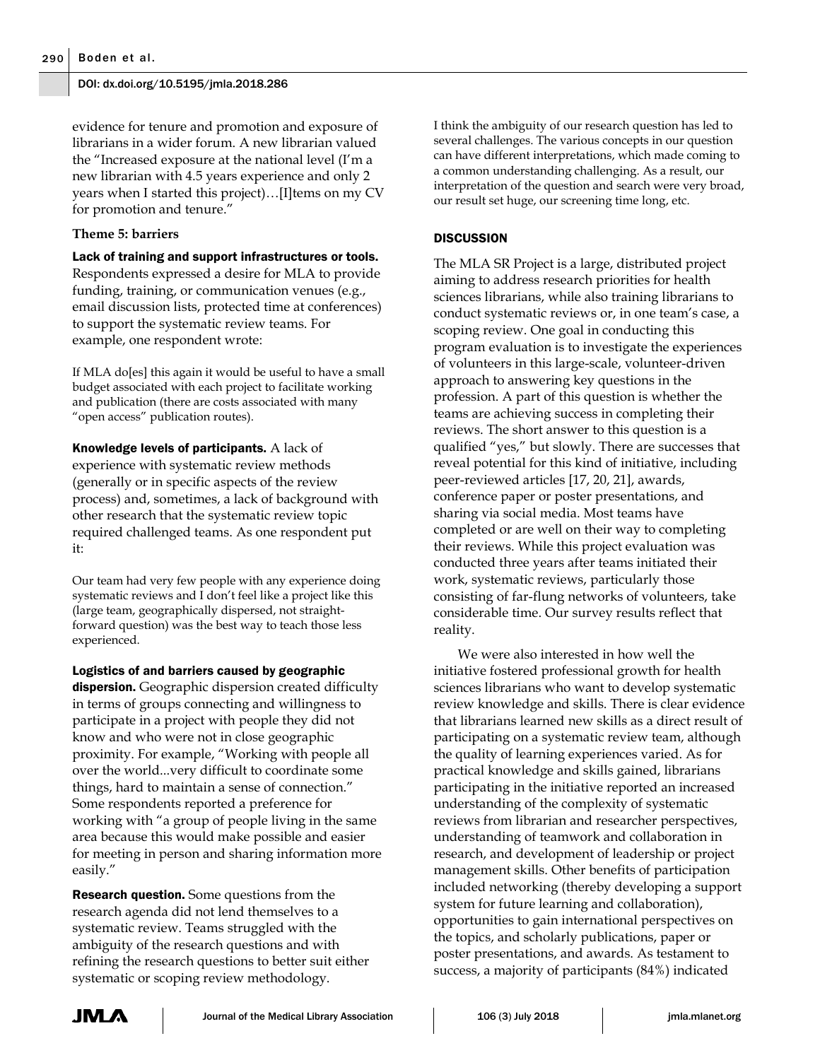evidence for tenure and promotion and exposure of librarians in a wider forum. A new librarian valued the "Increased exposure at the national level (I'm a new librarian with 4.5 years experience and only 2 years when I started this project)…[I]tems on my CV for promotion and tenure."

**Theme 5: barriers**

**Lack of training and support infrastructures or tools.** Respondents expressed a desire for MLA to provide funding, training, or communication venues (e.g., email discussion lists, protected time at conferences) to support the systematic review teams. For example, one respondent wrote:

> If MLA do[es] this again it would be useful to have a small budget associated with each project to facilitate working and publication (there are costs associated with many "open access" publication routes).

**Knowledge levels of participants.** A lack of experience with systematic review methods (generally or in specific aspects of the review process) and, sometimes, a lack of background with other research that the systematic review topic required challenged teams. As one respondent put it:

> Our team had very few people with any experience doing systematic reviews and I don't feel like a project like this (large team, geographically dispersed, not straight-forward question) was the best way to teach those less experienced.

**Logistics of and barriers caused by geographic dispersion.** Geographic dispersion created difficulty in terms of groups connecting and willingness to participate in a project with people they did not know and who were not in close geographic proximity. For example, "Working with people all over the world...very difficult to coordinate some things, hard to maintain a sense of connection." Some respondents reported a preference for working with "a group of people living in the same area because this would make possible and easier for meeting in person and sharing information more easily."

**Research question.** Some questions from the research agenda did not lend themselves to a systematic review. Teams struggled with the ambiguity of the research questions and with refining the research questions to better suit either systematic or scoping review methodology.

> I think the ambiguity of our research question has led to several challenges. The various concepts in our question can have different interpretations, which made coming to a common understanding challenging. As a result, our interpretation of the question and search were very broad, our result set huge, our screening time long, etc.

## DISCUSSION

The MLA SR Project is a large, distributed project aiming to address research priorities for health sciences librarians, while also training librarians to conduct systematic reviews or, in one team's case, a scoping review. One goal in conducting this program evaluation is to investigate the experiences of volunteers in this large-scale, volunteer-driven approach to answering key questions in the profession. A part of this question is whether the teams are achieving success in completing their reviews. The short answer to this question is a qualified "yes," but slowly. There are successes that reveal potential for this kind of initiative, including peer-reviewed articles [17, 20, 21], awards, conference paper or poster presentations, and sharing via social media. Most teams have completed or are well on their way to completing their reviews. While this project evaluation was conducted three years after teams initiated their work, systematic reviews, particularly those consisting of far-flung networks of volunteers, take considerable time. Our survey results reflect that reality.

We were also interested in how well the initiative fostered professional growth for health sciences librarians who want to develop systematic review knowledge and skills. There is clear evidence that librarians learned new skills as a direct result of participating on a systematic review team, although the quality of learning experiences varied. As for practical knowledge and skills gained, librarians participating in the initiative reported an increased understanding of the complexity of systematic reviews from librarian and researcher perspectives, understanding of teamwork and collaboration in research, and development of leadership or project management skills. Other benefits of participation included networking (thereby developing a support system for future learning and collaboration), opportunities to gain international perspectives on the topics, and scholarly publications, paper or poster presentations, and awards. As testament to success, a majority of participants (84%) indicated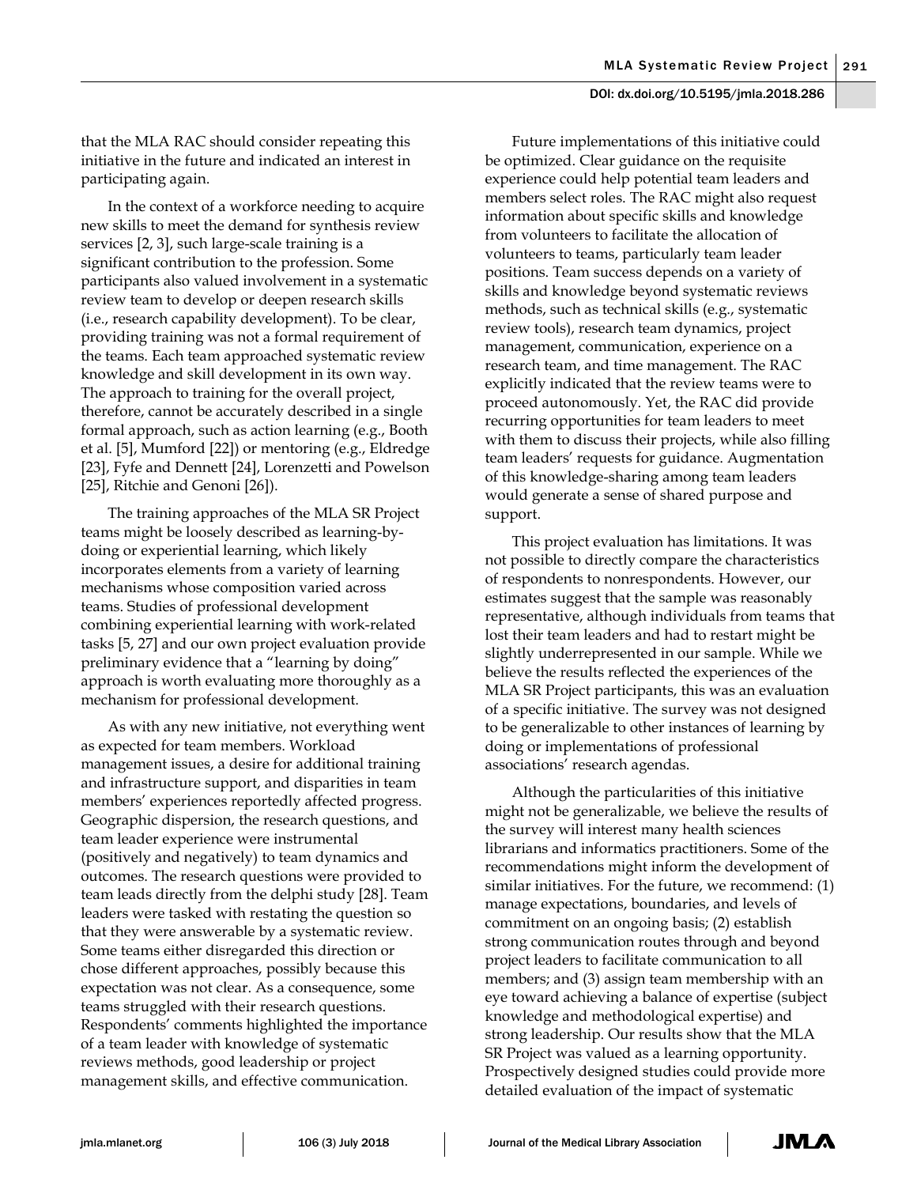that the MLA RAC should consider repeating this initiative in the future and indicated an interest in participating again.

In the context of a workforce needing to acquire new skills to meet the demand for synthesis review services [2, 3], such large-scale training is a significant contribution to the profession. Some participants also valued involvement in a systematic review team to develop or deepen research skills (i.e., research capability development). To be clear, providing training was not a formal requirement of the teams. Each team approached systematic review knowledge and skill development in its own way. The approach to training for the overall project, therefore, cannot be accurately described in a single formal approach, such as action learning (e.g., Booth et al. [5], Mumford [22]) or mentoring (e.g., Eldredge [23], Fyfe and Dennett [24], Lorenzetti and Powelson [25], Ritchie and Genoni [26]).

The training approaches of the MLA SR Project teams might be loosely described as learning-by-doing or experiential learning, which likely incorporates elements from a variety of learning mechanisms whose composition varied across teams. Studies of professional development combining experiential learning with work-related tasks [5, 27] and our own project evaluation provide preliminary evidence that a "learning by doing" approach is worth evaluating more thoroughly as a mechanism for professional development.

As with any new initiative, not everything went as expected for team members. Workload management issues, a desire for additional training and infrastructure support, and disparities in team members' experiences reportedly affected progress. Geographic dispersion, the research questions, and team leader experience were instrumental (positively and negatively) to team dynamics and outcomes. The research questions were provided to team leads directly from the delphi study [28]. Team leaders were tasked with restating the question so that they were answerable by a systematic review. Some teams either disregarded this direction or chose different approaches, possibly because this expectation was not clear. As a consequence, some teams struggled with their research questions. Respondents' comments highlighted the importance of a team leader with knowledge of systematic reviews methods, good leadership or project management skills, and effective communication.

Future implementations of this initiative could be optimized. Clear guidance on the requisite experience could help potential team leaders and members select roles. The RAC might also request information about specific skills and knowledge from volunteers to facilitate the allocation of volunteers to teams, particularly team leader positions. Team success depends on a variety of skills and knowledge beyond systematic reviews methods, such as technical skills (e.g., systematic review tools), research team dynamics, project management, communication, experience on a research team, and time management. The RAC explicitly indicated that the review teams were to proceed autonomously. Yet, the RAC did provide recurring opportunities for team leaders to meet with them to discuss their projects, while also filling team leaders' requests for guidance. Augmentation of this knowledge-sharing among team leaders would generate a sense of shared purpose and support.

This project evaluation has limitations. It was not possible to directly compare the characteristics of respondents to nonrespondents. However, our estimates suggest that the sample was reasonably representative, although individuals from teams that lost their team leaders and had to restart might be slightly underrepresented in our sample. While we believe the results reflected the experiences of the MLA SR Project participants, this was an evaluation of a specific initiative. The survey was not designed to be generalizable to other instances of learning by doing or implementations of professional associations' research agendas.

Although the particularities of this initiative might not be generalizable, we believe the results of the survey will interest many health sciences librarians and informatics practitioners. Some of the recommendations might inform the development of similar initiatives. For the future, we recommend: (1) manage expectations, boundaries, and levels of commitment on an ongoing basis; (2) establish strong communication routes through and beyond project leaders to facilitate communication to all members; and (3) assign team membership with an eye toward achieving a balance of expertise (subject knowledge and methodological expertise) and strong leadership. Our results show that the MLA SR Project was valued as a learning opportunity. Prospectively designed studies could provide more detailed evaluation of the impact of systematic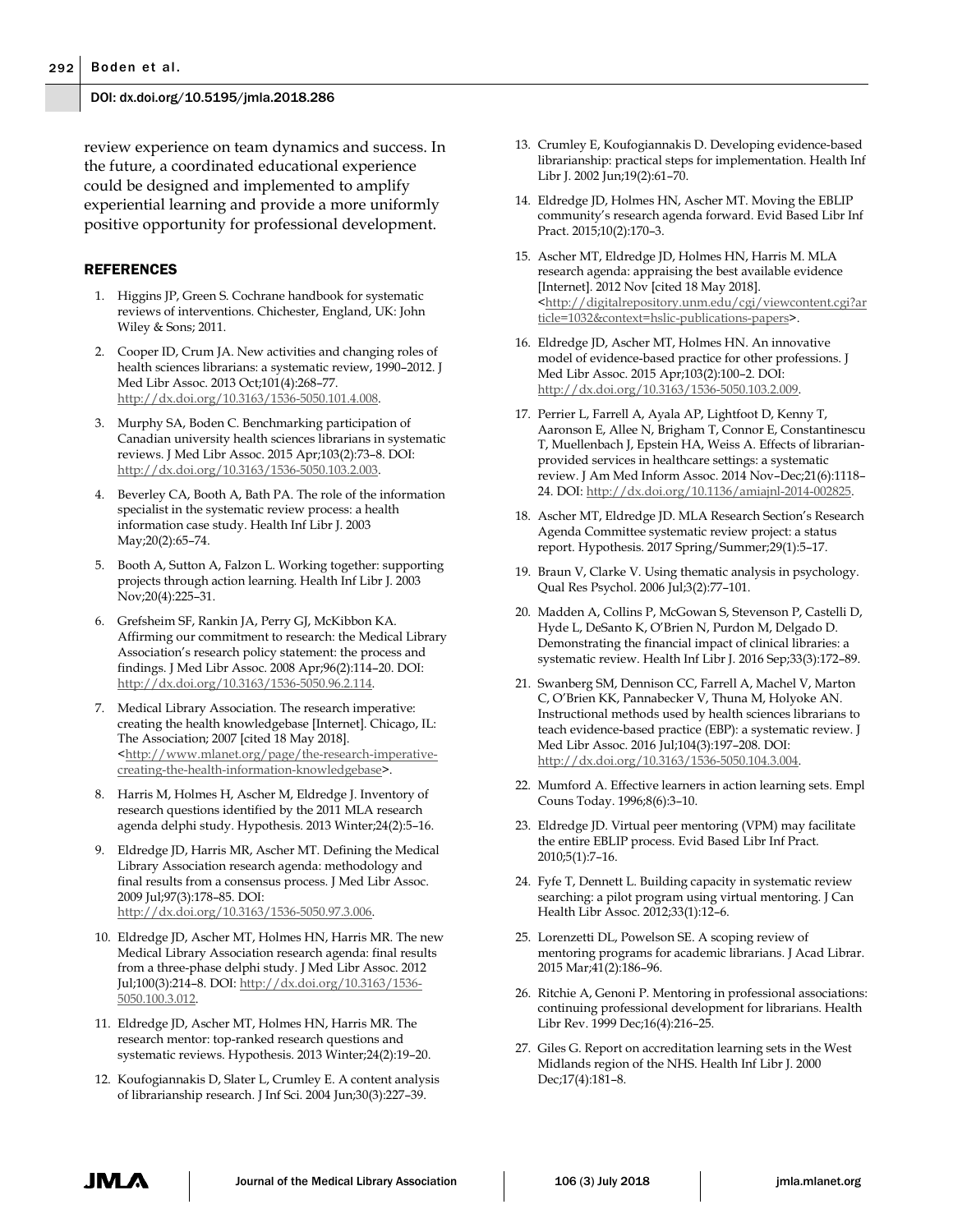review experience on team dynamics and success. In the future, a coordinated educational experience could be designed and implemented to amplify experiential learning and provide a more uniformly positive opportunity for professional development.

## REFERENCES

1. Higgins JP, Green S. Cochrane handbook for systematic reviews of interventions. Chichester, England, UK: John Wiley & Sons; 2011.
2. Cooper ID, Crum JA. New activities and changing roles of health sciences librarians: a systematic review, 1990–2012. J Med Libr Assoc. 2013 Oct;101(4):268–77. http://dx.doi.org/10.3163/1536-5050.101.4.008.
3. Murphy SA, Boden C. Benchmarking participation of Canadian university health sciences librarians in systematic reviews. J Med Libr Assoc. 2015 Apr;103(2):73–8. DOI: http://dx.doi.org/10.3163/1536-5050.103.2.003.
4. Beverley CA, Booth A, Bath PA. The role of the information specialist in the systematic review process: a health information case study. Health Inf Libr J. 2003 May;20(2):65–74.
5. Booth A, Sutton A, Falzon L. Working together: supporting projects through action learning. Health Inf Libr J. 2003 Nov;20(4):225–31.
6. Grefsheim SF, Rankin JA, Perry GJ, McKibbon KA. Affirming our commitment to research: the Medical Library Association's research policy statement: the process and findings. J Med Libr Assoc. 2008 Apr;96(2):114–20. DOI: http://dx.doi.org/10.3163/1536-5050.96.2.114.
7. Medical Library Association. The research imperative: creating the health knowledgebase [Internet]. Chicago, IL: The Association; 2007 [cited 18 May 2018]. <http://www.mlanet.org/page/the-research-imperative-creating-the-health-information-knowledgebase>.
8. Harris M, Holmes H, Ascher M, Eldredge J. Inventory of research questions identified by the 2011 MLA research agenda delphi study. Hypothesis. 2013 Winter;24(2):5–16.
9. Eldredge JD, Harris MR, Ascher MT. Defining the Medical Library Association research agenda: methodology and final results from a consensus process. J Med Libr Assoc. 2009 Jul;97(3):178–85. DOI: http://dx.doi.org/10.3163/1536-5050.97.3.006.
10. Eldredge JD, Ascher MT, Holmes HN, Harris MR. The new Medical Library Association research agenda: final results from a three-phase delphi study. J Med Libr Assoc. 2012 Jul;100(3):214–8. DOI: http://dx.doi.org/10.3163/1536-5050.100.3.012.
11. Eldredge JD, Ascher MT, Holmes HN, Harris MR. The research mentor: top-ranked research questions and systematic reviews. Hypothesis. 2013 Winter;24(2):19–20.
12. Koufogiannakis D, Slater L, Crumley E. A content analysis of librarianship research. J Inf Sci. 2004 Jun;30(3):227–39.
13. Crumley E, Koufogiannakis D. Developing evidence-based librarianship: practical steps for implementation. Health Inf Libr J. 2002 Jun;19(2):61–70.
14. Eldredge JD, Holmes HN, Ascher MT. Moving the EBLIP community's research agenda forward. Evid Based Libr Inf Pract. 2015;10(2):170–3.
15. Ascher MT, Eldredge JD, Holmes HN, Harris M. MLA research agenda: appraising the best available evidence [Internet]. 2012 Nov [cited 18 May 2018]. <http://digitalrepository.unm.edu/cgi/viewcontent.cgi?article=1032&context=hslic-publications-papers>.
16. Eldredge JD, Ascher MT, Holmes HN. An innovative model of evidence-based practice for other professions. J Med Libr Assoc. 2015 Apr;103(2):100–2. DOI: http://dx.doi.org/10.3163/1536-5050.103.2.009.
17. Perrier L, Farrell A, Ayala AP, Lightfoot D, Kenny T, Aaronson E, Allee N, Brigham T, Connor E, Constantinescu T, Muellenbach J, Epstein HA, Weiss A. Effects of librarian-provided services in healthcare settings: a systematic review. J Am Med Inform Assoc. 2014 Nov–Dec;21(6):1118–24. DOI: http://dx.doi.org/10.1136/amiajnl-2014-002825.
18. Ascher MT, Eldredge JD. MLA Research Section's Research Agenda Committee systematic review project: a status report. Hypothesis. 2017 Spring/Summer;29(1):5–17.
19. Braun V, Clarke V. Using thematic analysis in psychology. Qual Res Psychol. 2006 Jul;3(2):77–101.
20. Madden A, Collins P, McGowan S, Stevenson P, Castelli D, Hyde L, DeSanto K, O'Brien N, Purdon M, Delgado D. Demonstrating the financial impact of clinical libraries: a systematic review. Health Inf Libr J. 2016 Sep;33(3):172–89.
21. Swanberg SM, Dennison CC, Farrell A, Machel V, Marton C, O'Brien KK, Pannabecker V, Thuna M, Holyoke AN. Instructional methods used by health sciences librarians to teach evidence-based practice (EBP): a systematic review. J Med Libr Assoc. 2016 Jul;104(3):197–208. DOI: http://dx.doi.org/10.3163/1536-5050.104.3.004.
22. Mumford A. Effective learners in action learning sets. Empl Couns Today. 1996;8(6):3–10.
23. Eldredge JD. Virtual peer mentoring (VPM) may facilitate the entire EBLIP process. Evid Based Libr Inf Pract. 2010;5(1):7–16.
24. Fyfe T, Dennett L. Building capacity in systematic review searching: a pilot program using virtual mentoring. J Can Health Libr Assoc. 2012;33(1):12–6.
25. Lorenzetti DL, Powelson SE. A scoping review of mentoring programs for academic librarians. J Acad Librar. 2015 Mar;41(2):186–96.
26. Ritchie A, Genoni P. Mentoring in professional associations: continuing professional development for librarians. Health Libr Rev. 1999 Dec;16(4):216–25.
27. Giles G. Report on accreditation learning sets in the West Midlands region of the NHS. Health Inf Libr J. 2000 Dec;17(4):181–8.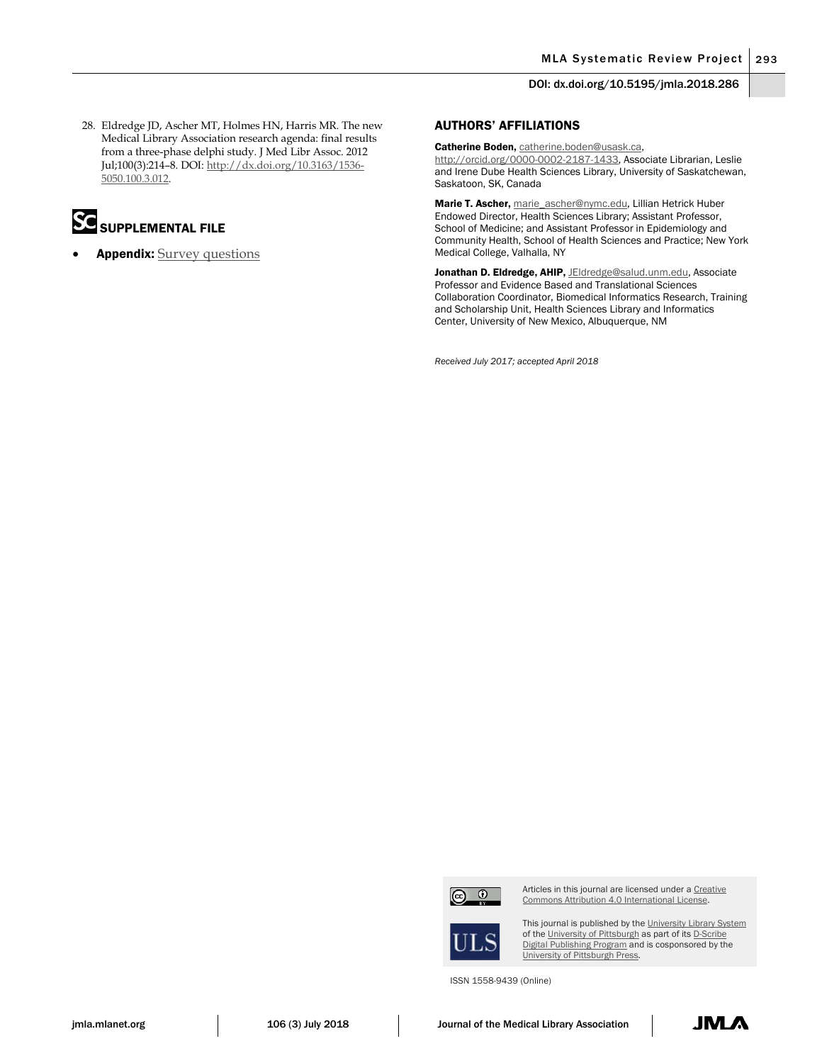28. Eldredge JD, Ascher MT, Holmes HN, Harris MR. The new Medical Library Association research agenda: final results from a three-phase delphi study. J Med Libr Assoc. 2012 Jul;100(3):214–8. DOI: http://dx.doi.org/10.3163/1536-5050.100.3.012.

## SUPPLEMENTAL FILE

- **Appendix:** Survey questions

## AUTHORS' AFFILIATIONS

**Catherine Boden,** catherine.boden@usask.ca, http://orcid.org/0000-0002-2187-1433, Associate Librarian, Leslie and Irene Dube Health Sciences Library, University of Saskatchewan, Saskatoon, SK, Canada

**Marie T. Ascher,** marie_ascher@nymc.edu, Lillian Hetrick Huber Endowed Director, Health Sciences Library; Assistant Professor, School of Medicine; and Assistant Professor in Epidemiology and Community Health, School of Health Sciences and Practice; New York Medical College, Valhalla, NY

**Jonathan D. Eldredge, AHIP,** JEldredge@salud.unm.edu, Associate Professor and Evidence Based and Translational Sciences Collaboration Coordinator, Biomedical Informatics Research, Training and Scholarship Unit, Health Sciences Library and Informatics Center, University of New Mexico, Albuquerque, NM

*Received July 2017; accepted April 2018*

Articles in this journal are licensed under a Creative Commons Attribution 4.0 International License.

This journal is published by the University Library System of the University of Pittsburgh as part of its D-Scribe Digital Publishing Program and is cosponsored by the University of Pittsburgh Press.

ISSN 1558-9439 (Online)